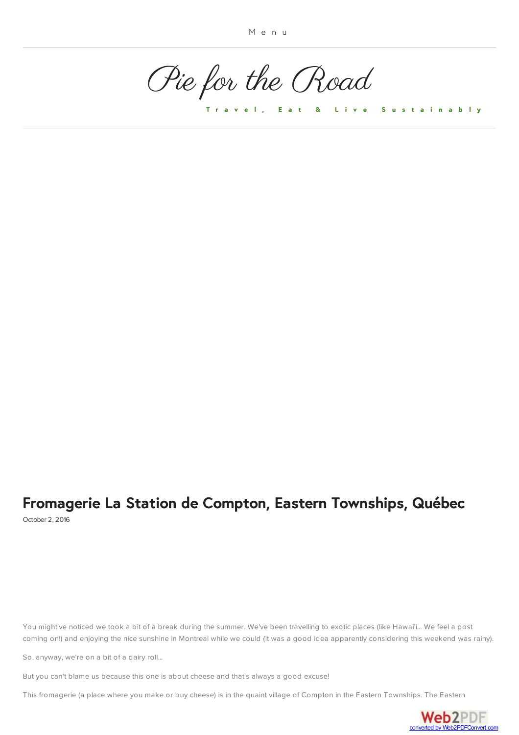Menu

# Pie for the Road

Travel, Eat & Live Sustainably

## Fromagerie La Station de Compton, Eastern Townships, Québec

October 2, 2016

You might've noticed we took a bit of a break during the summer. We've been travelling to exotic places (like Hawai'i... We feel a post coming on!) and enjoying the nice sunshine in Montreal while we could (it was a good idea apparently considering this weekend was rainy).

So, anyway, we're on a bit of a dairy roll...

But you can't blame us because this one is about cheese and that's always a good excuse!

This fromagerie (a place where you make or buy cheese) is in the quaint village of Compton in the Eastern Townships. The Eastern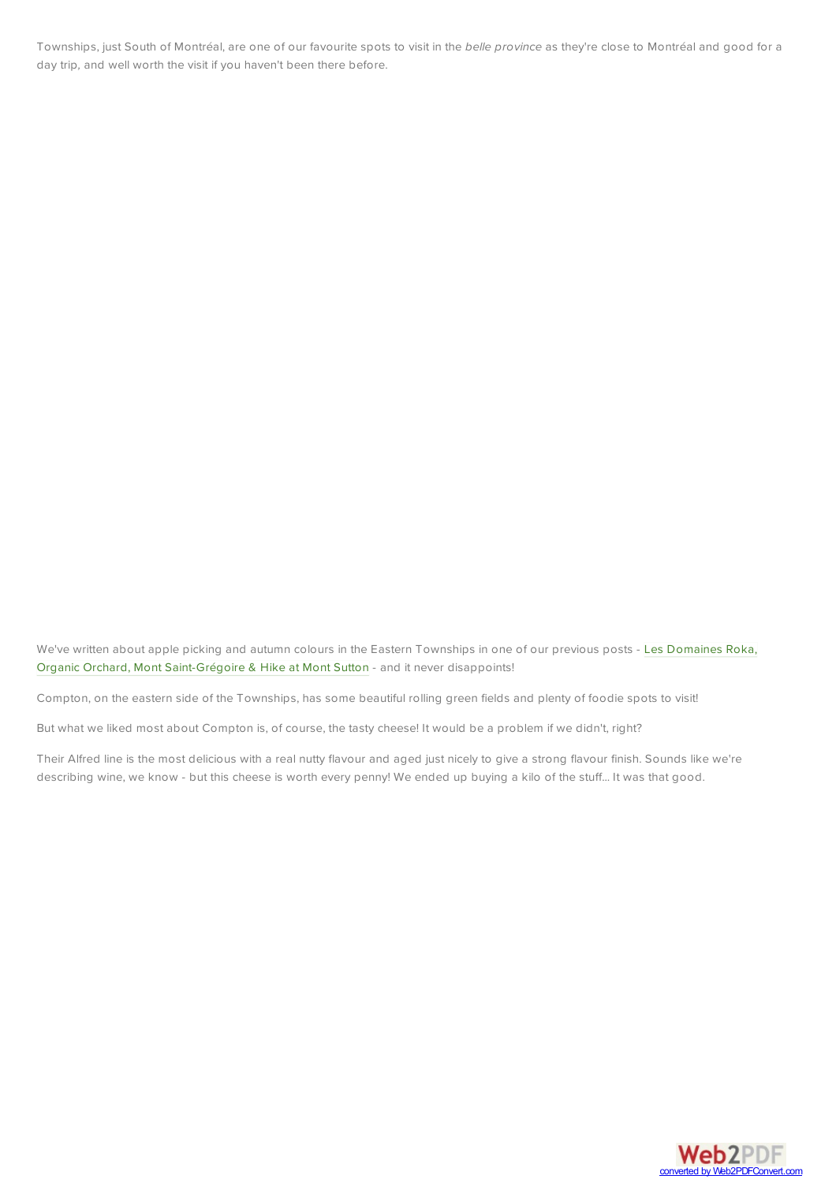Townships, just South of Montréal, are one of our favourite spots to visit in the *belle province* as they're close to Montréal and good for a day trip, and well worth the visit if you haven't been there before.

We've written about apple picking and autumn colours in the Eastern Townships in one of our previous posts - Les Domaines Roka, Organic Orchard, Mont Saint-Grégoire & Hike at Mont Sutton - and it never disappoints!

Compton, on the eastern side of the Townships, has some beautiful rolling green fields and plenty of foodie spots to visit!

But what we liked most about Compton is, of course, the tasty cheese! It would be a problem if we didn't, right?

Their Alfred line is the most delicious with a real nutty flavour and aged just nicely to give a strong flavour finish. Sounds like we're describing wine, we know - but this cheese is worth every penny! We ended up buying a kilo of the stuff... It was that good.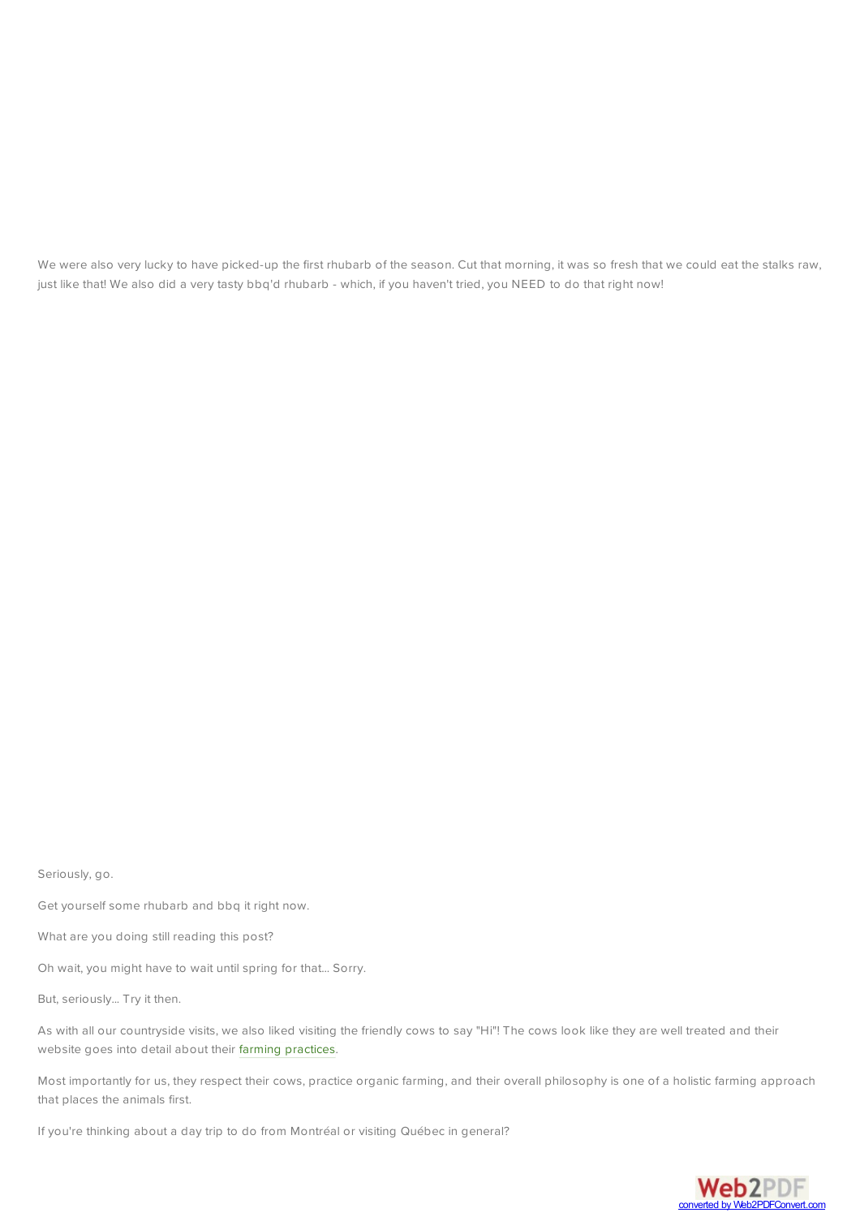We were also very lucky to have picked-up the first rhubarb of the season. Cut that morning, it was so fresh that we could eat the stalks raw, just like that! We also did a very tasty bbq'd rhubarb - which, if you haven't tried, you NEED to do that right now!

Seriously, go.

Get yourself some rhubarb and bbq it right now.

What are you doing still reading this post?

Oh wait, you might have to wait until spring for that... Sorry.

But, seriously... Try it then.

As with all our countryside visits, we also liked visiting the friendly cows to say "Hi"! The cows look like they are well treated and their website goes into detail about their farming practices.

Most importantly for us, they respect their cows, practice organic farming, and their overall philosophy is one of a holistic farming approach that places the animals first.

If you're thinking about a day trip to do from Montréal or visiting Québec in general?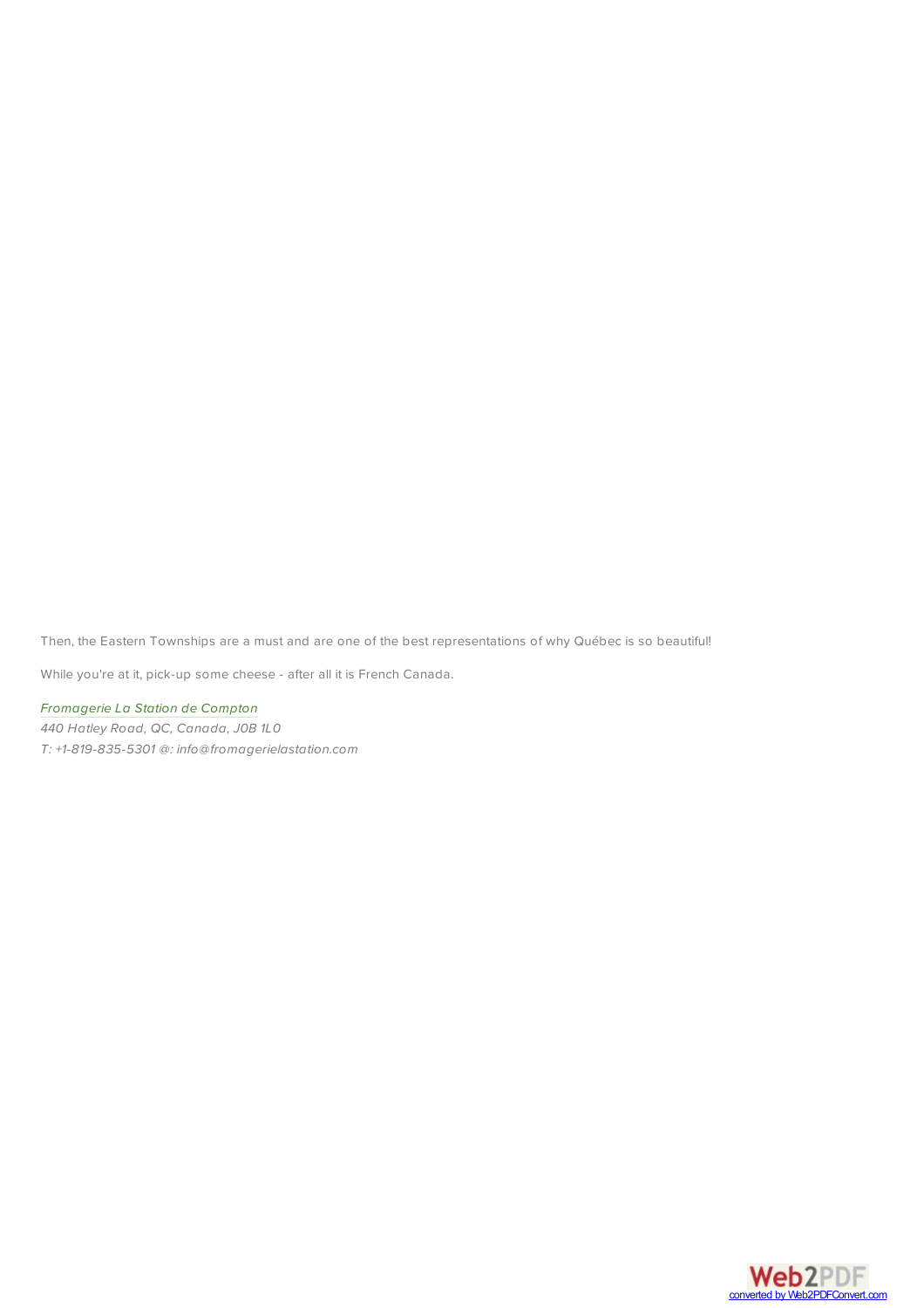Then, the Eastern Townships are a must and are one of the best representations of why Québec is so beautiful!

While you're at it, pick-up some cheese - after all it is French Canada.

*Fromagerie La Station de Compton*
*440 Hatley Road, QC, Canada, J0B 1L0*
*T: +1-819-835-5301 @: info@fromagerielastation.com*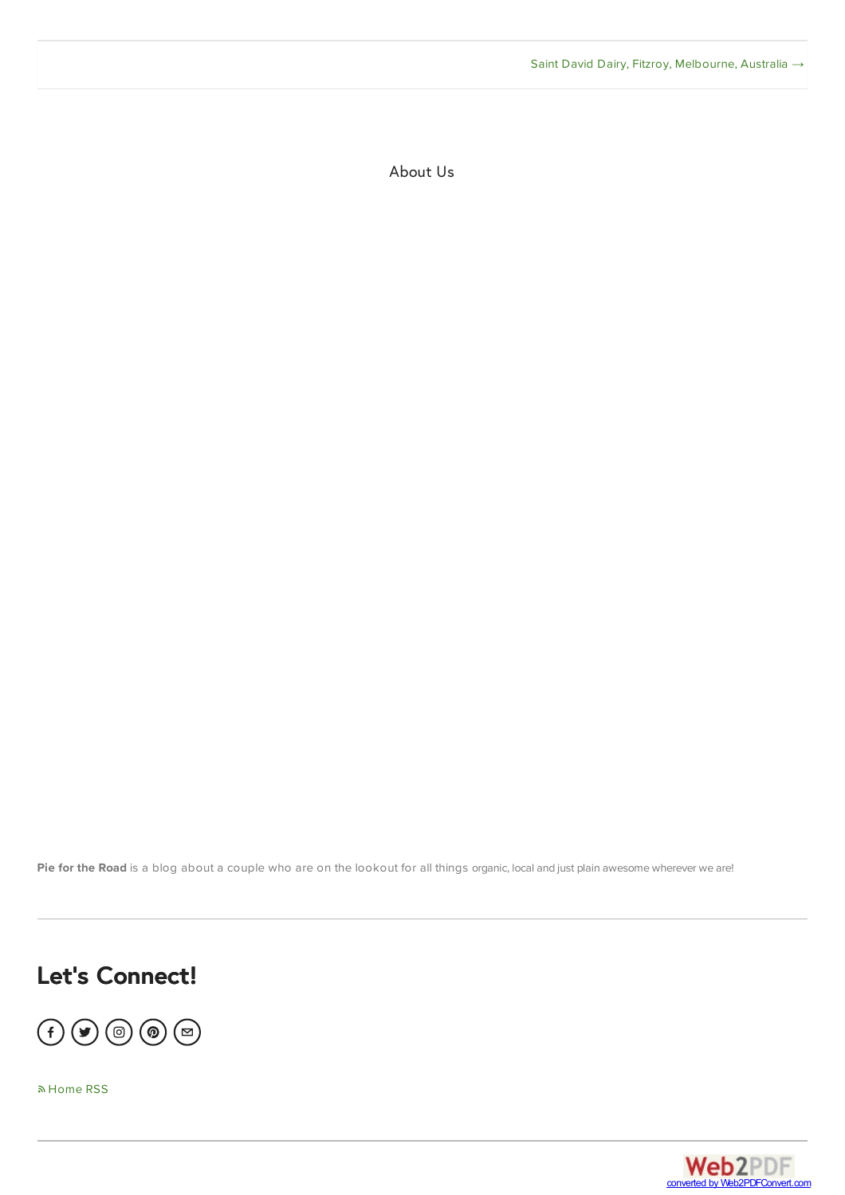Saint David Dairy, Fitzroy, Melbourne, Australia →

## About Us

**Pie for the Road** is a blog about a couple who are on the lookout for all things organic, local and just plain awesome wherever we are!

---

# Let's Connect!

Home RSS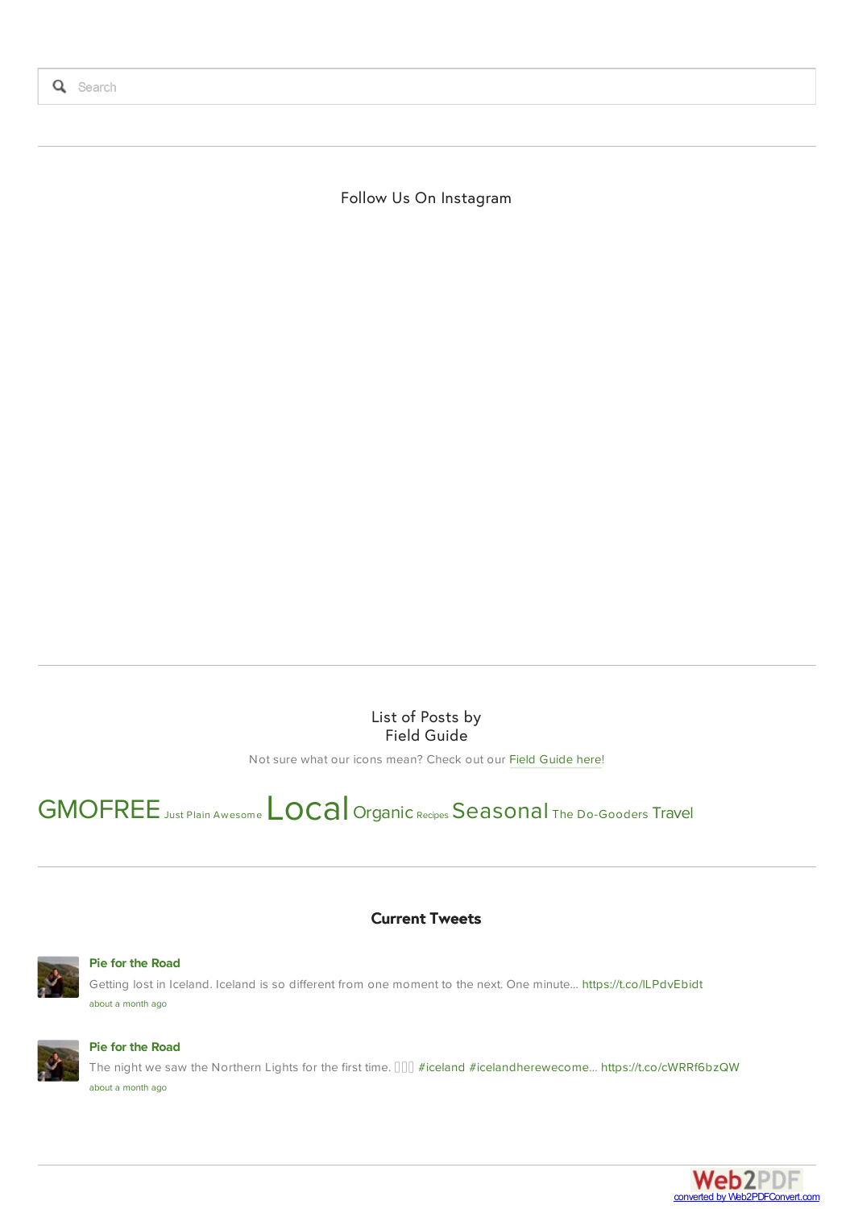Search

Follow Us On Instagram

List of Posts by
Field Guide

Not sure what our icons mean? Check out our Field Guide here!

GMOFREE Just Plain Awesome Local Organic Recipes Seasonal The Do-Gooders Travel

**Current Tweets**

**Pie for the Road**

Getting lost in Iceland. Iceland is so different from one moment to the next. One minute… https://t.co/lLPdvEbidt

about a month ago

**Pie for the Road**

The night we saw the Northern Lights for the first time. ▯▯▯ #iceland #icelandherewecome… https://t.co/cWRRf6bzQW

about a month ago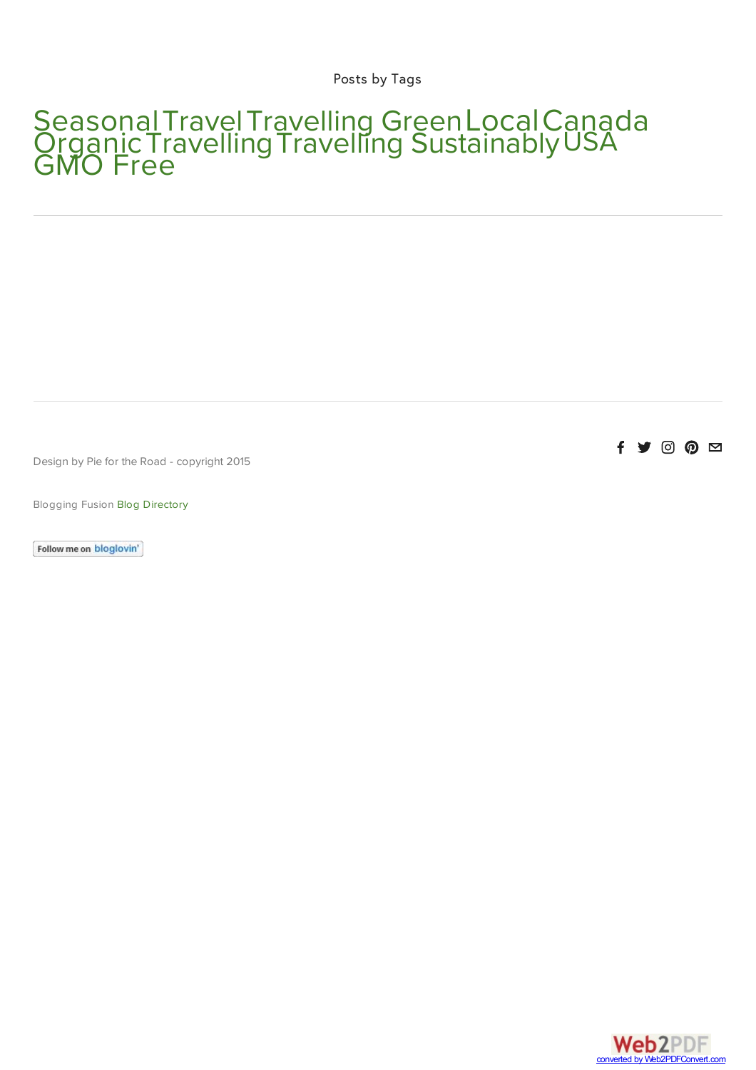Posts by Tags

Seasonal Travel Travelling Green Local Canada Organic Travelling Travelling Sustainably USA GMO Free

---

---

Design by Pie for the Road - copyright 2015

Blogging Fusion Blog Directory

Follow me on bloglovin'